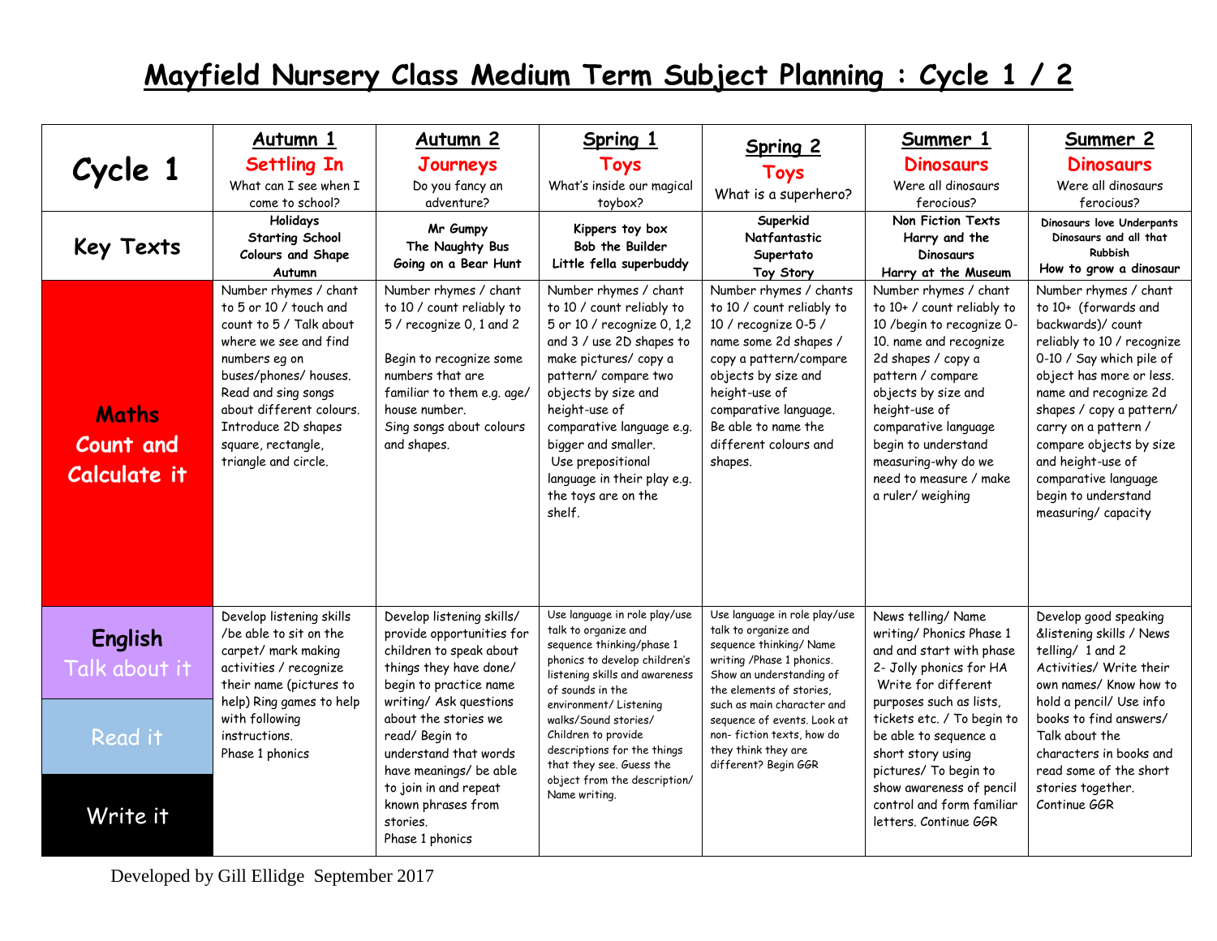# Mayfield Nursery Class Medium Term Subject Planning : Cycle 1 / 2

| Cycle 1 | Autumn 1<br>**Settling In**<br>What can I see when I come to school? | Autumn 2<br>**Journeys**<br>Do you fancy an adventure? | Spring 1<br>**Toys**<br>What's inside our magical toybox? | Spring 2<br>**Toys**<br>What is a superhero? | Summer 1<br>**Dinosaurs**<br>Were all dinosaurs ferocious? | Summer 2<br>**Dinosaurs**<br>Were all dinosaurs ferocious? |
|---|---|---|---|---|---|---|
| **Key Texts** | Holidays<br>Starting School<br>Colours and Shape<br>Autumn | Mr Gumpy<br>The Naughty Bus<br>Going on a Bear Hunt | Kippers toy box<br>Bob the Builder<br>Little fella superbuddy | Superkid<br>Natfantastic<br>Supertato<br>Toy Story | Non Fiction Texts<br>Harry and the Dinosaurs<br>Harry at the Museum | Dinosaurs love Underpants<br>Dinosaurs and all that Rubbish<br>How to grow a dinosaur |
| **Maths Count and Calculate it** | Number rhymes / chant to 5 or 10 / touch and count to 5 / Talk about where we see and find numbers eg on buses/phones/ houses. Read and sing songs about different colours. Introduce 2D shapes square, rectangle, triangle and circle. | Number rhymes / chant to 10 / count reliably to 5 / recognize 0, 1 and 2<br><br>Begin to recognize some numbers that are familiar to them e.g. age/ house number.<br>Sing songs about colours and shapes. | Number rhymes / chant to 10 / count reliably to 5 or 10 / recognize 0, 1,2 and 3 / use 2D shapes to make pictures/ copy a pattern/ compare two objects by size and height-use of comparative language e.g. bigger and smaller.<br>Use prepositional language in their play e.g. the toys are on the shelf. | Number rhymes / chants to 10 / count reliably to 10 / recognize 0-5 / name some 2d shapes / copy a pattern/compare objects by size and height-use of comparative language. Be able to name the different colours and shapes. | Number rhymes / chant to 10+ / count reliably to 10 /begin to recognize 0-10. name and recognize 2d shapes / copy a pattern / compare objects by size and height-use of comparative language begin to understand measuring-why do we need to measure / make a ruler/ weighing | Number rhymes / chant to 10+ (forwards and backwards)/ count reliably to 10 / recognize 0-10 / Say which pile of object has more or less. name and recognize 2d shapes / copy a pattern/ carry on a pattern / compare objects by size and height-use of comparative language begin to understand measuring/ capacity |
| **English** Talk about it<br><br>Read it<br><br>Write it | Develop listening skills /be able to sit on the carpet/ mark making activities / recognize their name (pictures to help) Ring games to help with following instructions.<br>Phase 1 phonics | Develop listening skills/ provide opportunities for children to speak about things they have done/ begin to practice name writing/ Ask questions about the stories we read/ Begin to understand that words have meanings/ be able to join in and repeat known phrases from stories.<br>Phase 1 phonics | Use language in role play/use talk to organize and sequence thinking/phase 1 phonics to develop children's listening skills and awareness of sounds in the environment/ Listening walks/Sound stories/ Children to provide descriptions for the things that they see. Guess the object from the description/ Name writing. | Use language in role play/use talk to organize and sequence thinking/ Name writing /Phase 1 phonics. Show an understanding of the elements of stories, such as main character and sequence of events. Look at non- fiction texts, how do they think they are different? Begin GGR | News telling/ Name writing/ Phonics Phase 1 and and start with phase 2- Jolly phonics for HA Write for different purposes such as lists, tickets etc. / To begin to be able to sequence a short story using pictures/ To begin to show awareness of pencil control and form familiar letters. Continue GGR | Develop good speaking &listening skills / News telling/ 1 and 2 Activities/ Write their own names/ Know how to hold a pencil/ Use info books to find answers/ Talk about the characters in books and read some of the short stories together. Continue GGR |

Developed by Gill Ellidge September 2017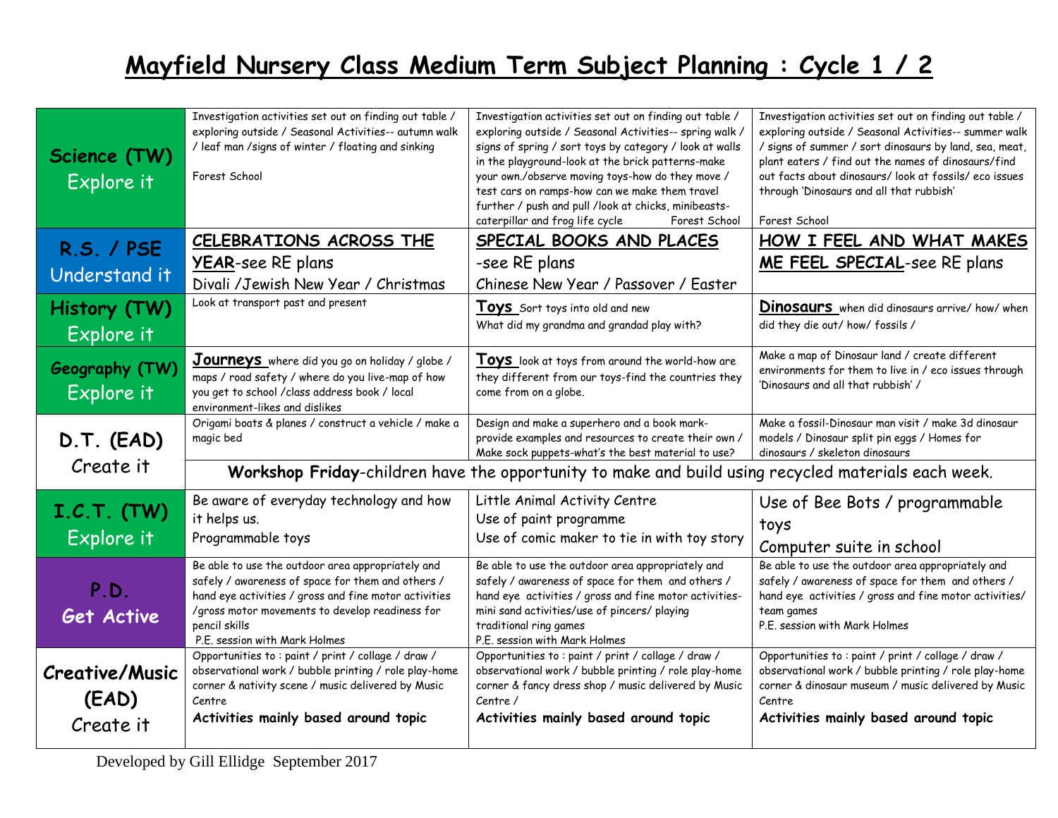# Mayfield Nursery Class Medium Term Subject Planning : Cycle 1 / 2

| | | | |
|---|---|---|---|
| **Science (TW)** Explore it | Investigation activities set out on finding out table / exploring outside / Seasonal Activities-- autumn walk / leaf man /signs of winter / floating and sinking<br><br>Forest School | Investigation activities set out on finding out table / exploring outside / Seasonal Activities-- spring walk / signs of spring / sort toys by category / look at walls in the playground-look at the brick patterns-make your own./observe moving toys-how do they move / test cars on ramps-how can we make them travel further / push and pull /look at chicks, minibeasts-caterpillar and frog life cycle Forest School | Investigation activities set out on finding out table / exploring outside / Seasonal Activities-- summer walk / signs of summer / sort dinosaurs by land, sea, meat, plant eaters / find out the names of dinosaurs/find out facts about dinosaurs/ look at fossils/ eco issues through 'Dinosaurs and all that rubbish'<br><br>Forest School |
| **R.S. / PSE** Understand it | **CELEBRATIONS ACROSS THE YEAR**-see RE plans<br>Divali /Jewish New Year / Christmas | **SPECIAL BOOKS AND PLACES** -see RE plans<br>Chinese New Year / Passover / Easter | **HOW I FEEL AND WHAT MAKES ME FEEL SPECIAL**-see RE plans |
| **History (TW)** Explore it | Look at transport past and present | **Toys** Sort toys into old and new<br>What did my grandma and grandad play with? | **Dinosaurs** when did dinosaurs arrive/ how/ when did they die out/ how/ fossils / |
| **Geography (TW)** Explore it | **Journeys** where did you go on holiday / globe / maps / road safety / where do you live-map of how you get to school /class address book / local environment-likes and dislikes | **Toys** look at toys from around the world-how are they different from our toys-find the countries they come from on a globe. | Make a map of Dinosaur land / create different environments for them to live in / eco issues through 'Dinosaurs and all that rubbish' / |
| **D.T. (EAD)** Create it | Origami boats & planes / construct a vehicle / make a magic bed | Design and make a superhero and a book mark-provide examples and resources to create their own / Make sock puppets-what's the best material to use? | Make a fossil-Dinosaur man visit / make 3d dinosaur models / Dinosaur split pin eggs / Homes for dinosaurs / skeleton dinosaurs |
| | **Workshop Friday**-children have the opportunity to make and build using recycled materials each week. | | |
| **I.C.T. (TW)** Explore it | Be aware of everyday technology and how it helps us.<br>Programmable toys | Little Animal Activity Centre<br>Use of paint programme<br>Use of comic maker to tie in with toy story | Use of Bee Bots / programmable toys<br>Computer suite in school |
| **P.D.** Get Active | Be able to use the outdoor area appropriately and safely / awareness of space for them and others / hand eye activities / gross and fine motor activities /gross motor movements to develop readiness for pencil skills<br>P.E. session with Mark Holmes | Be able to use the outdoor area appropriately and safely / awareness of space for them and others / hand eye activities / gross and fine motor activities-mini sand activities/use of pincers/ playing traditional ring games<br>P.E. session with Mark Holmes | Be able to use the outdoor area appropriately and safely / awareness of space for them and others / hand eye activities / gross and fine motor activities/ team games<br>P.E. session with Mark Holmes |
| **Creative/Music (EAD)** Create it | Opportunities to : paint / print / collage / draw / observational work / bubble printing / role play-home corner & nativity scene / music delivered by Music Centre<br>**Activities mainly based around topic** | Opportunities to : paint / print / collage / draw / observational work / bubble printing / role play-home corner & fancy dress shop / music delivered by Music Centre /<br>**Activities mainly based around topic** | Opportunities to : paint / print / collage / draw / observational work / bubble printing / role play-home corner & dinosaur museum / music delivered by Music Centre<br>**Activities mainly based around topic** |

Developed by Gill Ellidge September 2017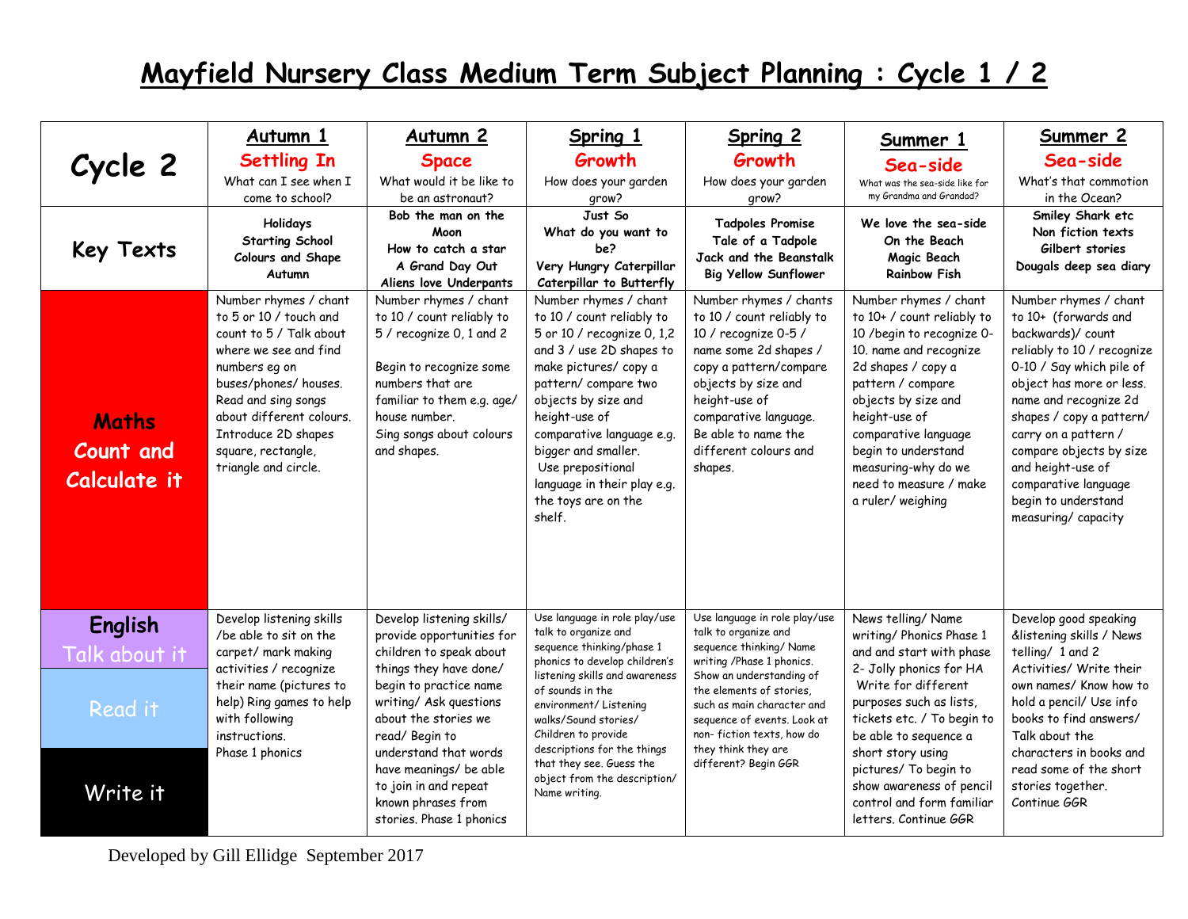# Mayfield Nursery Class Medium Term Subject Planning : Cycle 1 / 2

| Cycle 2 | Autumn 1<br>Settling In<br>What can I see when I come to school? | Autumn 2<br>Space<br>What would it be like to be an astronaut? | Spring 1<br>Growth<br>How does your garden grow? | Spring 2<br>Growth<br>How does your garden grow? | Summer 1<br>Sea-side<br>What was the sea-side like for my Grandma and Grandad? | Summer 2<br>Sea-side<br>What's that commotion in the Ocean? |
|---|---|---|---|---|---|---|
| Key Texts | Holidays<br>Starting School<br>Colours and Shape<br>Autumn | Bob the man on the Moon<br>How to catch a star<br>A Grand Day Out<br>Aliens love Underpants | Just So<br>What do you want to be?<br>Very Hungry Caterpillar<br>Caterpillar to Butterfly | Tadpoles Promise<br>Tale of a Tadpole<br>Jack and the Beanstalk<br>Big Yellow Sunflower | We love the sea-side<br>On the Beach<br>Magic Beach<br>Rainbow Fish | Smiley Shark etc<br>Non fiction texts<br>Gilbert stories<br>Dougals deep sea diary |
| Maths<br>Count and Calculate it | Number rhymes / chant to 5 or 10 / touch and count to 5 / Talk about where we see and find numbers eg on buses/phones/ houses. Read and sing songs about different colours. Introduce 2D shapes square, rectangle, triangle and circle. | Number rhymes / chant to 10 / count reliably to 5 / recognize 0, 1 and 2<br><br>Begin to recognize some numbers that are familiar to them e.g. age/ house number.<br>Sing songs about colours and shapes. | Number rhymes / chant to 10 / count reliably to 5 or 10 / recognize 0, 1,2 and 3 / use 2D shapes to make pictures/ copy a pattern/ compare two objects by size and height-use of comparative language e.g. bigger and smaller.<br>Use prepositional language in their play e.g. the toys are on the shelf. | Number rhymes / chants to 10 / count reliably to 10 / recognize 0-5 / name some 2d shapes / copy a pattern/compare objects by size and height-use of comparative language.<br>Be able to name the different colours and shapes. | Number rhymes / chant to 10+ / count reliably to 10 /begin to recognize 0-10. name and recognize 2d shapes / copy a pattern / compare objects by size and height-use of comparative language begin to understand measuring-why do we need to measure / make a ruler/ weighing | Number rhymes / chant to 10+ (forwards and backwards)/ count reliably to 10 / recognize 0-10 / Say which pile of object has more or less. name and recognize 2d shapes / copy a pattern/ carry on a pattern / compare objects by size and height-use of comparative language begin to understand measuring/ capacity |
| English<br>Talk about it<br>Read it<br>Write it | Develop listening skills /be able to sit on the carpet/ mark making activities / recognize their name (pictures to help) Ring games to help with following instructions.<br>Phase 1 phonics | Develop listening skills/ provide opportunities for children to speak about things they have done/ begin to practice name writing/ Ask questions about the stories we read/ Begin to understand that words have meanings/ be able to join in and repeat known phrases from stories. Phase 1 phonics | Use language in role play/use talk to organize and sequence thinking/phase 1 phonics to develop children's listening skills and awareness of sounds in the environment/ Listening walks/Sound stories/ Children to provide descriptions for the things that they see. Guess the object from the description/ Name writing. | Use language in role play/use talk to organize and sequence thinking/ Name writing /Phase 1 phonics. Show an understanding of the elements of stories, such as main character and sequence of events. Look at non- fiction texts, how do they think they are different? Begin GGR | News telling/ Name writing/ Phonics Phase 1 and and start with phase 2- Jolly phonics for HA Write for different purposes such as lists, tickets etc. / To begin to be able to sequence a short story using pictures/ To begin to show awareness of pencil control and form familiar letters. Continue GGR | Develop good speaking &listening skills / News telling/ 1 and 2 Activities/ Write their own names/ Know how to hold a pencil/ Use info books to find answers/ Talk about the characters in books and read some of the short stories together. Continue GGR |

Developed by Gill Ellidge September 2017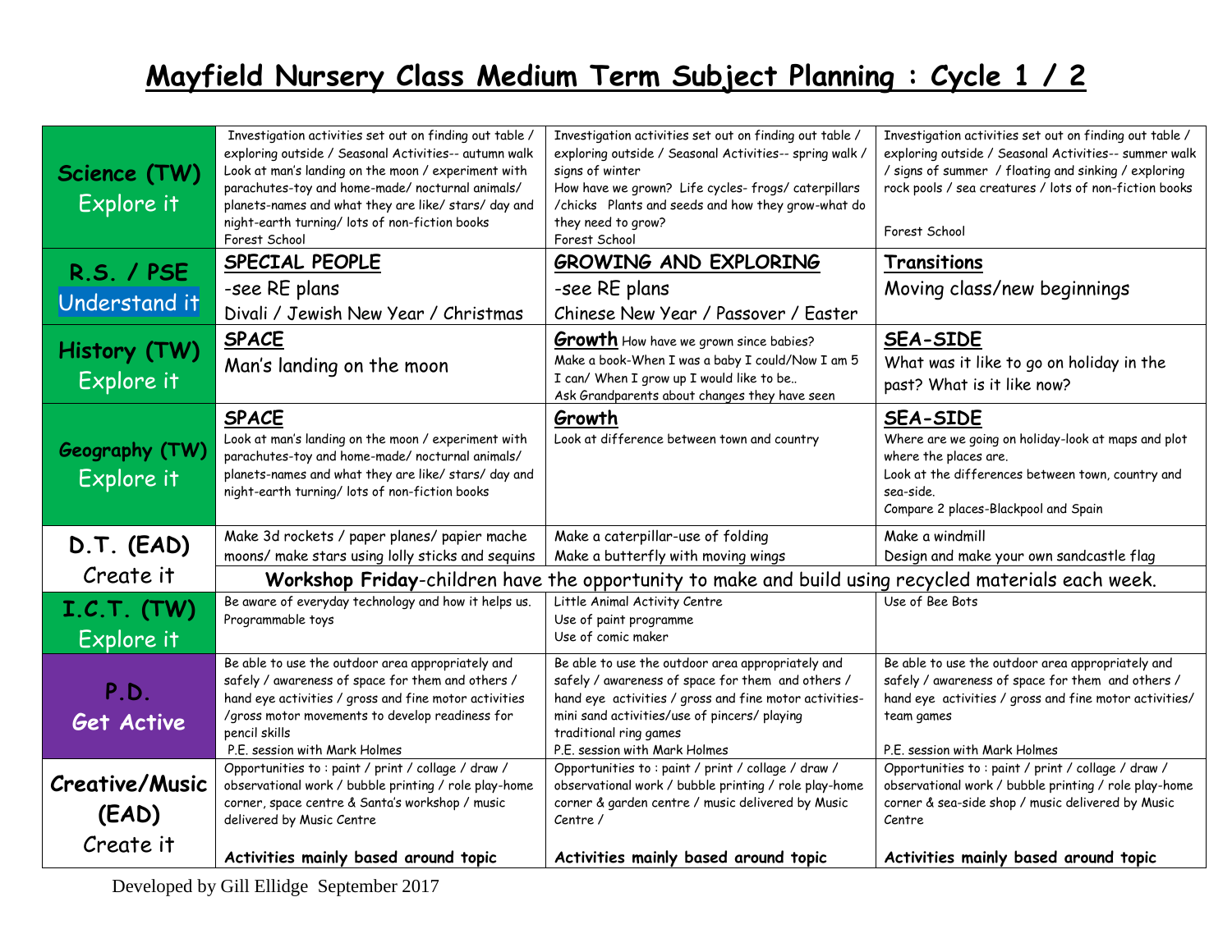# Mayfield Nursery Class Medium Term Subject Planning : Cycle 1 / 2

| | | | |
|---|---|---|---|
| **Science (TW)** Explore it | Investigation activities set out on finding out table / exploring outside / Seasonal Activities-- autumn walk Look at man's landing on the moon / experiment with parachutes-toy and home-made/ nocturnal animals/ planets-names and what they are like/ stars/ day and night-earth turning/ lots of non-fiction books Forest School | Investigation activities set out on finding out table / exploring outside / Seasonal Activities-- spring walk / signs of winter How have we grown? Life cycles- frogs/ caterpillars /chicks Plants and seeds and how they grow-what do they need to grow? Forest School | Investigation activities set out on finding out table / exploring outside / Seasonal Activities-- summer walk / signs of summer / floating and sinking / exploring rock pools / sea creatures / lots of non-fiction books Forest School |
| **R.S. / PSE** Understand it | **SPECIAL PEOPLE** -see RE plans Divali / Jewish New Year / Christmas | **GROWING AND EXPLORING** -see RE plans Chinese New Year / Passover / Easter | **Transitions** Moving class/new beginnings |
| **History (TW)** Explore it | **SPACE** Man's landing on the moon | **Growth** How have we grown since babies? Make a book-When I was a baby I could/Now I am 5 I can/ When I grow up I would like to be.. Ask Grandparents about changes they have seen | **SEA-SIDE** What was it like to go on holiday in the past? What is it like now? |
| **Geography (TW)** Explore it | **SPACE** Look at man's landing on the moon / experiment with parachutes-toy and home-made/ nocturnal animals/ planets-names and what they are like/ stars/ day and night-earth turning/ lots of non-fiction books | **Growth** Look at difference between town and country | **SEA-SIDE** Where are we going on holiday-look at maps and plot where the places are. Look at the differences between town, country and sea-side. Compare 2 places-Blackpool and Spain |
| **D.T. (EAD)** Create it | Make 3d rockets / paper planes/ papier mache moons/ make stars using lolly sticks and sequins | Make a caterpillar-use of folding Make a butterfly with moving wings | Make a windmill Design and make your own sandcastle flag |
| | **Workshop Friday**-children have the opportunity to make and build using recycled materials each week. | | |
| **I.C.T. (TW)** Explore it | Be aware of everyday technology and how it helps us. Programmable toys | Little Animal Activity Centre Use of paint programme Use of comic maker | Use of Bee Bots |
| **P.D.** Get Active | Be able to use the outdoor area appropriately and safely / awareness of space for them and others / hand eye activities / gross and fine motor activities /gross motor movements to develop readiness for pencil skills P.E. session with Mark Holmes | Be able to use the outdoor area appropriately and safely / awareness of space for them and others / hand eye activities / gross and fine motor activities-mini sand activities/use of pincers/ playing traditional ring games P.E. session with Mark Holmes | Be able to use the outdoor area appropriately and safely / awareness of space for them and others / hand eye activities / gross and fine motor activities/ team games P.E. session with Mark Holmes |
| **Creative/Music (EAD)** Create it | Opportunities to : paint / print / collage / draw / observational work / bubble printing / role play-home corner, space centre & Santa's workshop / music delivered by Music Centre **Activities mainly based around topic** | Opportunities to : paint / print / collage / draw / observational work / bubble printing / role play-home corner & garden centre / music delivered by Music Centre / **Activities mainly based around topic** | Opportunities to : paint / print / collage / draw / observational work / bubble printing / role play-home corner & sea-side shop / music delivered by Music Centre **Activities mainly based around topic** |

Developed by Gill Ellidge September 2017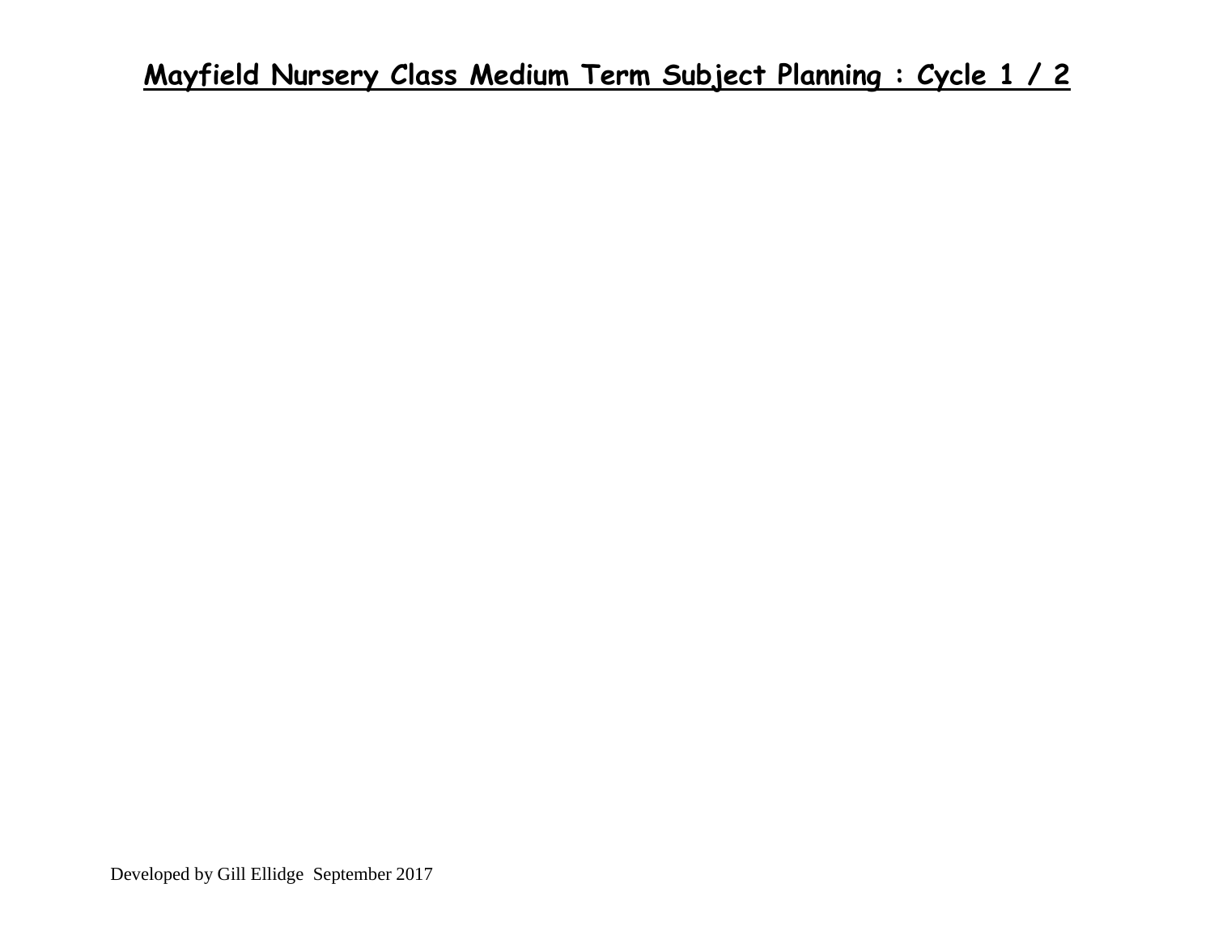# Mayfield Nursery Class Medium Term Subject Planning : Cycle 1 / 2

Developed by Gill Ellidge September 2017